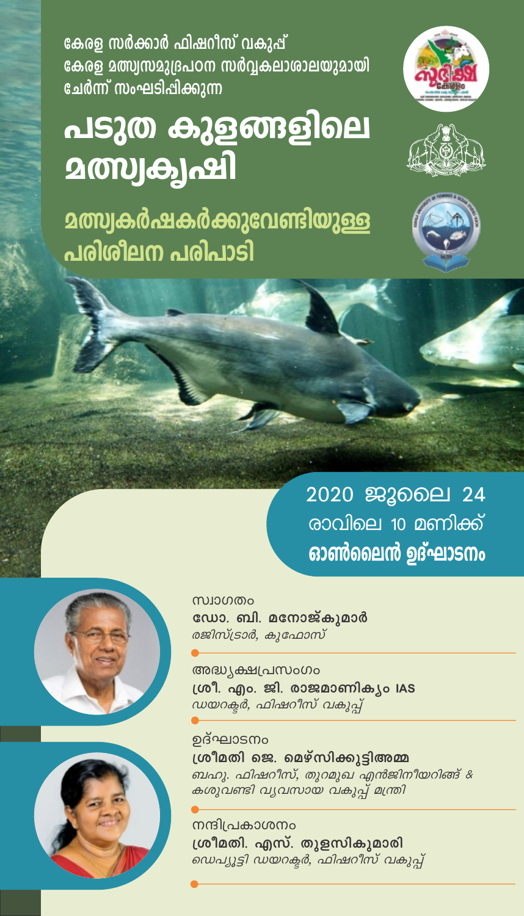കേരള സർക്കാർ ഫിഷറീസ് വകുപ്പ്
കേരള മത്സ്യസമുദ്രപഠന സർവ്വകലാശാലയുമായി
ചേർന്ന് സംഘടിപ്പിക്കുന്ന

# പടുത കുളങ്ങളിലെ മത്സ്യകൃഷി

## മത്സ്യകർഷകർക്കുവേണ്ടിയുള്ള പരിശീലന പരിപാടി

2020 ജൂലൈ 24
രാവിലെ 10 മണിക്ക്
**ഓൺലൈൻ ഉദ്ഘാടനം**

സ്വാഗതം
**ഡോ. ബി. മനോജ്കുമാർ**
*രജിസ്ട്രാർ, കുഫോസ്*

അദ്ധ്യക്ഷപ്രസംഗം
**ശ്രീ. എം. ജി. രാജമാണിക്യം IAS**
*ഡയറക്ടർ, ഫിഷറീസ് വകുപ്പ്*

ഉദ്ഘാടനം
**ശ്രീമതി ജെ. മെഴ്സിക്കുട്ടിഅമ്മ**
*ബഹു. ഫിഷറീസ്, തുറമുഖ എൻജിനീയറിങ്ങ് & കശുവണ്ടി വ്യവസായ വകുപ്പ് മന്ത്രി*

നന്ദിപ്രകാശനം
**ശ്രീമതി. എസ്. തുളസികുമാരി**
*ഡെപ്യൂട്ടി ഡയറക്ടർ, ഫിഷറീസ് വകുപ്പ്*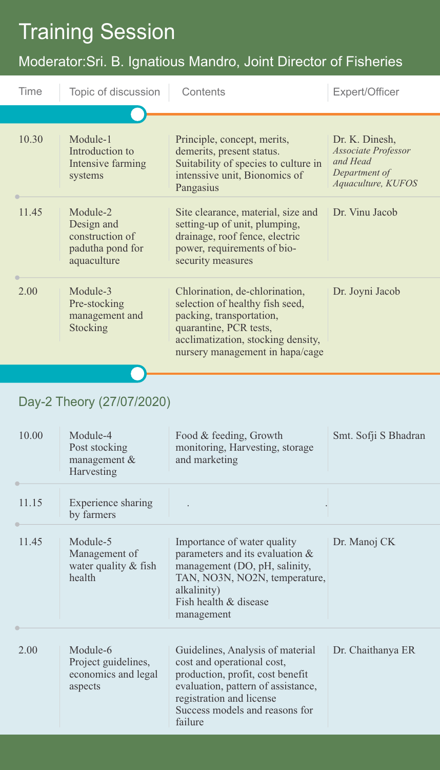# Training Session

## Moderator:Sri. B. Ignatious Mandro, Joint Director of Fisheries

| Time | Topic of discussion | Contents | Expert/Officer |
|---|---|---|---|
| 10.30 | Module-1 Introduction to Intensive farming systems | Principle, concept, merits, demerits, present status. Suitability of species to culture in intenssive unit, Bionomics of Pangasius | Dr. K. Dinesh, *Associate Professor and Head Department of Aquaculture, KUFOS* |
| 11.45 | Module-2 Design and construction of padutha pond for aquaculture | Site clearance, material, size and setting-up of unit, plumping, drainage, roof fence, electric power, requirements of bio-security measures | Dr. Vinu Jacob |
| 2.00 | Module-3 Pre-stocking management and Stocking | Chlorination, de-chlorination, selection of healthy fish seed, packing, transportation, quarantine, PCR tests, acclimatization, stocking density, nursery management in hapa/cage | Dr. Joyni Jacob |

## Day-2 Theory (27/07/2020)

| Time | Topic of discussion | Contents | Expert/Officer |
|---|---|---|---|
| 10.00 | Module-4 Post stocking management & Harvesting | Food & feeding, Growth monitoring, Harvesting, storage and marketing | Smt. Sofji S Bhadran |
| 11.15 | Experience sharing by farmers | . | . |
| 11.45 | Module-5 Management of water quality & fish health | Importance of water quality parameters and its evaluation & management (DO, pH, salinity, TAN, NO3N, NO2N, temperature, alkalinity) Fish health & disease management | Dr. Manoj CK |
| 2.00 | Module-6 Project guidelines, economics and legal aspects | Guidelines, Analysis of material cost and operational cost, production, profit, cost benefit evaluation, pattern of assistance, registration and license Success models and reasons for failure | Dr. Chaithanya ER |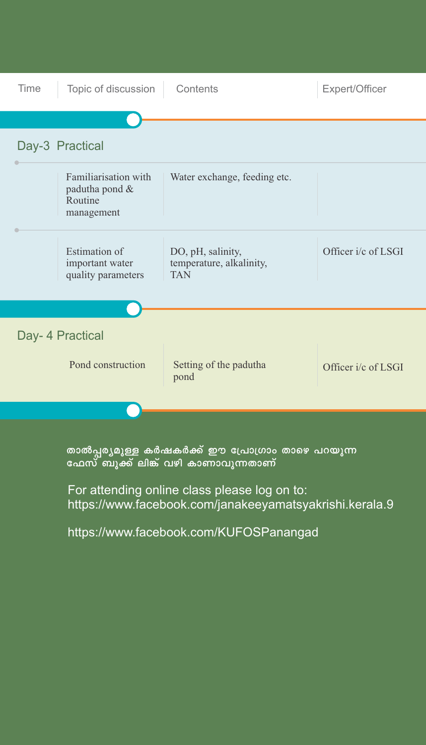| Time | Topic of discussion | Contents | Expert/Officer |
|---|---|---|---|
| **Day-3 Practical** | | | |
| | Familiarisation with padutha pond & Routine management | Water exchange, feeding etc. | |
| | Estimation of important water quality parameters | DO, pH, salinity, temperature, alkalinity, TAN | Officer i/c of LSGI |
| **Day- 4 Practical** | | | |
| | Pond construction | Setting of the padutha pond | Officer i/c of LSGI |

**താൽപ്പര്യമുള്ള കർഷകർക്ക് ഈ പ്രോഗ്രാം താഴെ പറയുന്ന ഫേസ് ബുക്ക് ലിങ്ക് വഴി കാണാവുന്നതാണ്**

For attending online class please log on to:
https://www.facebook.com/janakeeyamatsyakrishi.kerala.9

https://www.facebook.com/KUFOSPanangad